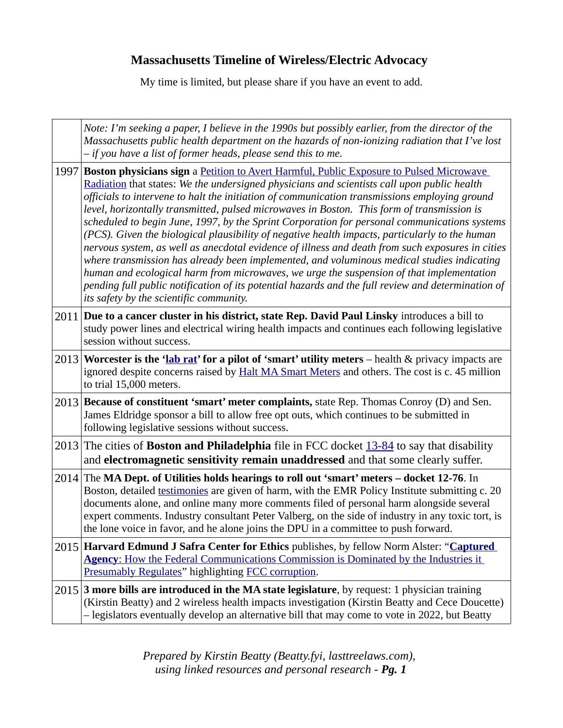# Massachusetts Timeline of Wireless/Electric Advocacy

My time is limited, but please share if you have an event to add.

| | |
|---|---|
| | *Note: I'm seeking a paper, I believe in the 1990s but possibly earlier, from the director of the Massachusetts public health department on the hazards of non-ionizing radiation that I've lost – if you have a list of former heads, please send this to me.* |
| 1997 | **Boston physicians sign** a Petition to Avert Harmful, Public Exposure to Pulsed Microwave Radiation that states: *We the undersigned physicians and scientists call upon public health officials to intervene to halt the initiation of communication transmissions employing ground level, horizontally transmitted, pulsed microwaves in Boston. This form of transmission is scheduled to begin June, 1997, by the Sprint Corporation for personal communications systems (PCS). Given the biological plausibility of negative health impacts, particularly to the human nervous system, as well as anecdotal evidence of illness and death from such exposures in cities where transmission has already been implemented, and voluminous medical studies indicating human and ecological harm from microwaves, we urge the suspension of that implementation pending full public notification of its potential hazards and the full review and determination of its safety by the scientific community.* |
| 2011 | **Due to a cancer cluster in his district, state Rep. David Paul Linsky** introduces a bill to study power lines and electrical wiring health impacts and continues each following legislative session without success. |
| 2013 | **Worcester is the 'lab rat' for a pilot of 'smart' utility meters** – health & privacy impacts are ignored despite concerns raised by Halt MA Smart Meters and others. The cost is c. 45 million to trial 15,000 meters. |
| 2013 | **Because of constituent 'smart' meter complaints,** state Rep. Thomas Conroy (D) and Sen. James Eldridge sponsor a bill to allow free opt outs, which continues to be submitted in following legislative sessions without success. |
| 2013 | The cities of **Boston and Philadelphia** file in FCC docket 13-84 to say that disability and **electromagnetic sensitivity remain unaddressed** and that some clearly suffer. |
| 2014 | The **MA Dept. of Utilities holds hearings to roll out 'smart' meters – docket 12-76**. In Boston, detailed testimonies are given of harm, with the EMR Policy Institute submitting c. 20 documents alone, and online many more comments filed of personal harm alongside several expert comments. Industry consultant Peter Valberg, on the side of industry in any toxic tort, is the lone voice in favor, and he alone joins the DPU in a committee to push forward. |
| 2015 | **Harvard Edmund J Safra Center for Ethics** publishes, by fellow Norm Alster: "**Captured Agency**: How the Federal Communications Commission is Dominated by the Industries it Presumably Regulates" highlighting FCC corruption. |
| 2015 | **3 more bills are introduced in the MA state legislature**, by request: 1 physician training (Kirstin Beatty) and 2 wireless health impacts investigation (Kirstin Beatty and Cece Doucette) – legislators eventually develop an alternative bill that may come to vote in 2022, but Beatty |

*Prepared by Kirstin Beatty (Beatty.fyi, lasttreelaws.com), using linked resources and personal research - **Pg. 1***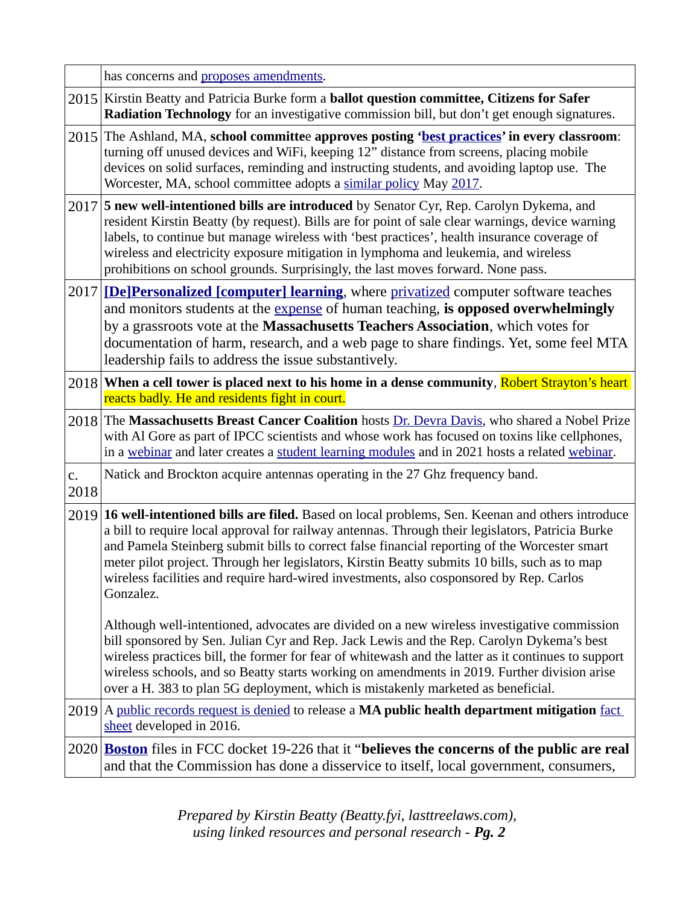| | |
|---|---|
| | has concerns and proposes amendments. |
| 2015 | Kirstin Beatty and Patricia Burke form a **ballot question committee, Citizens for Safer Radiation Technology** for an investigative commission bill, but don't get enough signatures. |
| 2015 | The Ashland, MA, **school committee approves posting 'best practices' in every classroom**: turning off unused devices and WiFi, keeping 12" distance from screens, placing mobile devices on solid surfaces, reminding and instructing students, and avoiding laptop use. The Worcester, MA, school committee adopts a similar policy May 2017. |
| 2017 | **5 new well-intentioned bills are introduced** by Senator Cyr, Rep. Carolyn Dykema, and resident Kirstin Beatty (by request). Bills are for point of sale clear warnings, device warning labels, to continue but manage wireless with 'best practices', health insurance coverage of wireless and electricity exposure mitigation in lymphoma and leukemia, and wireless prohibitions on school grounds. Surprisingly, the last moves forward. None pass. |
| 2017 | **[De]Personalized [computer] learning**, where privatized computer software teaches and monitors students at the expense of human teaching, **is opposed overwhelmingly** by a grassroots vote at the **Massachusetts Teachers Association**, which votes for documentation of harm, research, and a web page to share findings. Yet, some feel MTA leadership fails to address the issue substantively. |
| 2018 | **When a cell tower is placed next to his home in a dense community**, Robert Strayton's heart reacts badly. He and residents fight in court. |
| 2018 | The **Massachusetts Breast Cancer Coalition** hosts Dr. Devra Davis, who shared a Nobel Prize with Al Gore as part of IPCC scientists and whose work has focused on toxins like cellphones, in a webinar and later creates a student learning modules and in 2021 hosts a related webinar. |
| c. 2018 | Natick and Brockton acquire antennas operating in the 27 Ghz frequency band. |
| 2019 | **16 well-intentioned bills are filed.** Based on local problems, Sen. Keenan and others introduce a bill to require local approval for railway antennas. Through their legislators, Patricia Burke and Pamela Steinberg submit bills to correct false financial reporting of the Worcester smart meter pilot project. Through her legislators, Kirstin Beatty submits 10 bills, such as to map wireless facilities and require hard-wired investments, also cosponsored by Rep. Carlos Gonzalez.<br><br>Although well-intentioned, advocates are divided on a new wireless investigative commission bill sponsored by Sen. Julian Cyr and Rep. Jack Lewis and the Rep. Carolyn Dykema's best wireless practices bill, the former for fear of whitewash and the latter as it continues to support wireless schools, and so Beatty starts working on amendments in 2019. Further division arise over a H. 383 to plan 5G deployment, which is mistakenly marketed as beneficial. |
| 2019 | A public records request is denied to release a **MA public health department mitigation** fact sheet developed in 2016. |
| 2020 | **Boston** files in FCC docket 19-226 that it "**believes the concerns of the public are real** and that the Commission has done a disservice to itself, local government, consumers, |

*Prepared by Kirstin Beatty (Beatty.fyi, lasttreelaws.com), using linked resources and personal research - **Pg. 2***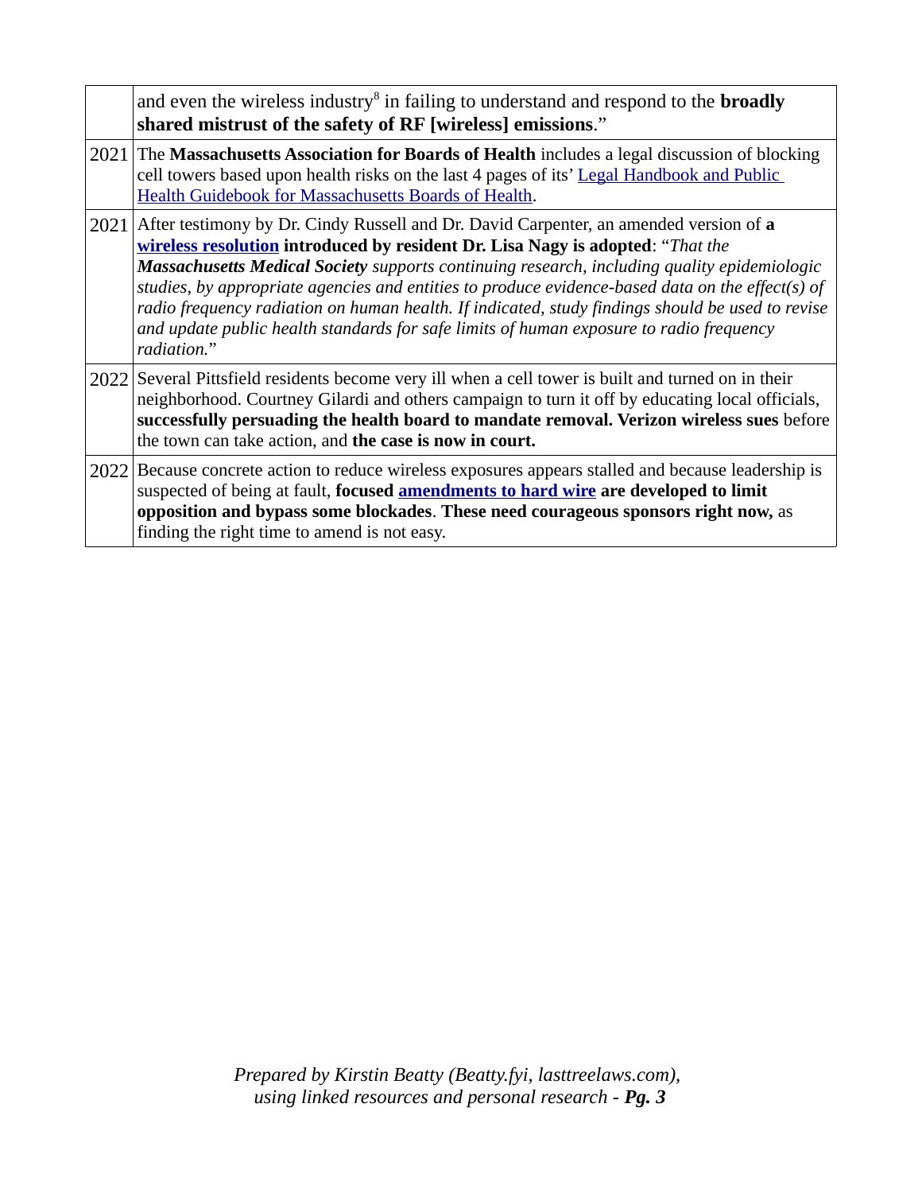| | |
|---|---|
| | and even the wireless industry[8] in failing to understand and respond to the **broadly shared mistrust of the safety of RF [wireless] emissions**." |
| 2021 | The **Massachusetts Association for Boards of Health** includes a legal discussion of blocking cell towers based upon health risks on the last 4 pages of its' [Legal Handbook and Public Health Guidebook for Massachusetts Boards of Health](). |
| 2021 | After testimony by Dr. Cindy Russell and Dr. David Carpenter, an amended version of **a [wireless resolution]() introduced by resident Dr. Lisa Nagy is adopted**: "*That the* ***Massachusetts Medical Society*** *supports continuing research, including quality epidemiologic studies, by appropriate agencies and entities to produce evidence-based data on the effect(s) of radio frequency radiation on human health. If indicated, study findings should be used to revise and update public health standards for safe limits of human exposure to radio frequency radiation.*" |
| 2022 | Several Pittsfield residents become very ill when a cell tower is built and turned on in their neighborhood. Courtney Gilardi and others campaign to turn it off by educating local officials, **successfully persuading the health board to mandate removal. Verizon wireless sues** before the town can take action, and **the case is now in court.** |
| 2022 | Because concrete action to reduce wireless exposures appears stalled and because leadership is suspected of being at fault, **focused [amendments to hard wire]() are developed to limit opposition and bypass some blockades**. **These need courageous sponsors right now,** as finding the right time to amend is not easy. |

*Prepared by Kirstin Beatty (Beatty.fyi, lasttreelaws.com), using linked resources and personal research*